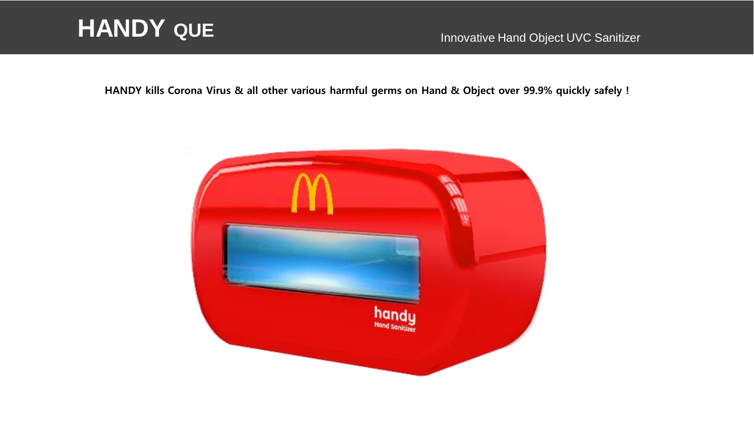# HANDY QUE

Innovative Hand Object UVC Sanitizer

**HANDY kills Corona Virus & all other various harmful germs on Hand & Object over 99.9% quickly safely !**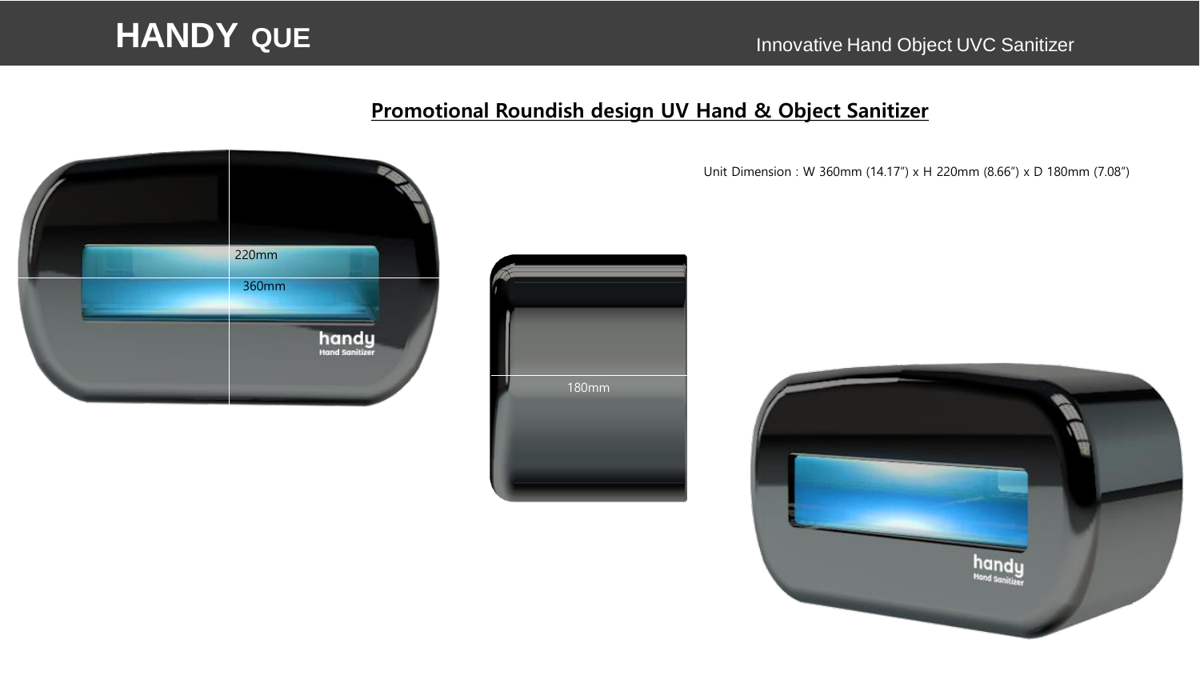# HANDY QUE

Innovative Hand Object UVC Sanitizer

## Promotional Roundish design UV Hand & Object Sanitizer

Unit Dimension : W 360mm (14.17") x H 220mm (8.66") x D 180mm (7.08")

220mm

360mm

180mm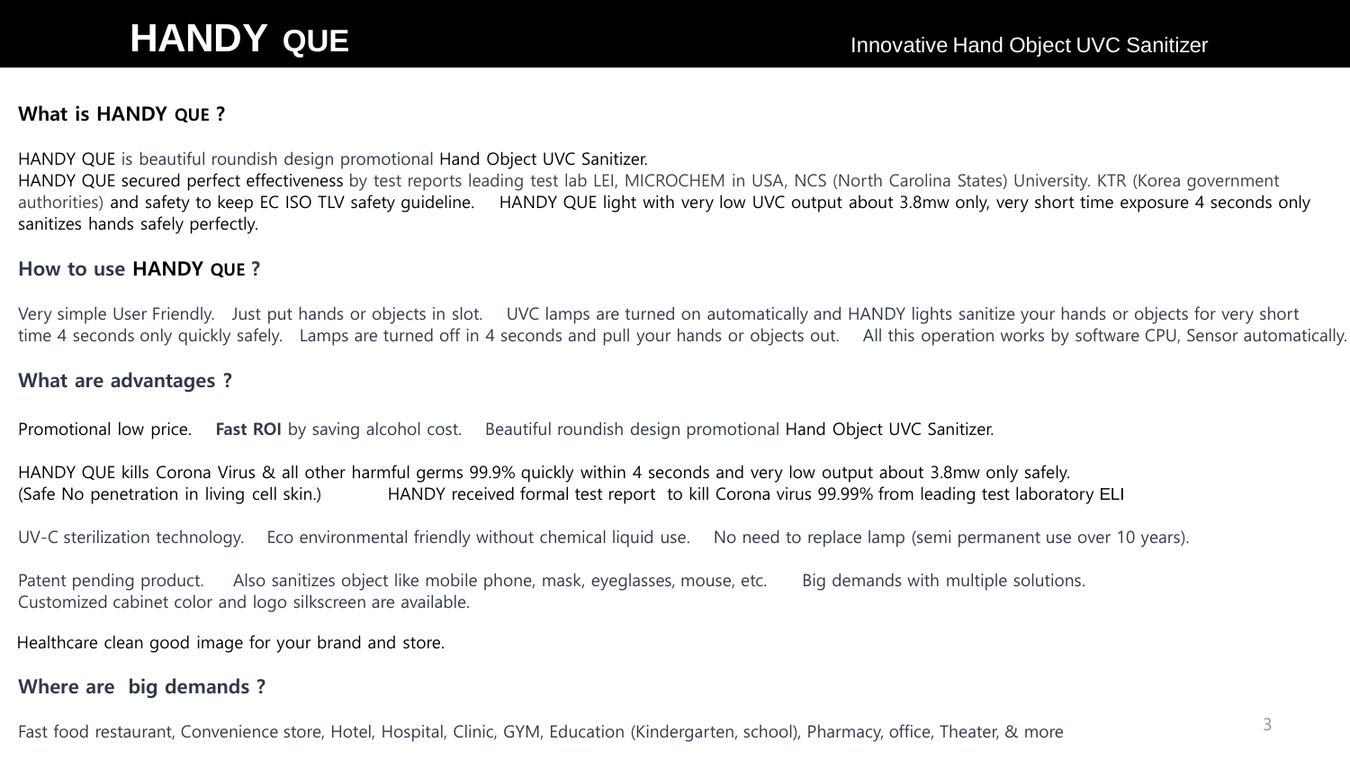# HANDY QUE

Innovative Hand Object UVC Sanitizer

## What is HANDY QUE ?

HANDY QUE is beautiful roundish design promotional Hand Object UVC Sanitizer.
HANDY QUE secured perfect effectiveness by test reports leading test lab LEI, MICROCHEM in USA, NCS (North Carolina States) University. KTR (Korea government authorities) and safety to keep EC ISO TLV safety guideline. HANDY QUE light with very low UVC output about 3.8mw only, very short time exposure 4 seconds only sanitizes hands safely perfectly.

## How to use HANDY QUE ?

Very simple User Friendly. Just put hands or objects in slot. UVC lamps are turned on automatically and HANDY lights sanitize your hands or objects for very short time 4 seconds only quickly safely. Lamps are turned off in 4 seconds and pull your hands or objects out. All this operation works by software CPU, Sensor automatically.

## What are advantages ?

Promotional low price. **Fast ROI** by saving alcohol cost. Beautiful roundish design promotional Hand Object UVC Sanitizer.

HANDY QUE kills Corona Virus & all other harmful germs 99.9% quickly within 4 seconds and very low output about 3.8mw only safely.
(Safe No penetration in living cell skin.) HANDY received formal test report to kill Corona virus 99.99% from leading test laboratory ELI

UV-C sterilization technology. Eco environmental friendly without chemical liquid use. No need to replace lamp (semi permanent use over 10 years).

Patent pending product. Also sanitizes object like mobile phone, mask, eyeglasses, mouse, etc. Big demands with multiple solutions.
Customized cabinet color and logo silkscreen are available.

Healthcare clean good image for your brand and store.

## Where are big demands ?

Fast food restaurant, Convenience store, Hotel, Hospital, Clinic, GYM, Education (Kindergarten, school), Pharmacy, office, Theater, & more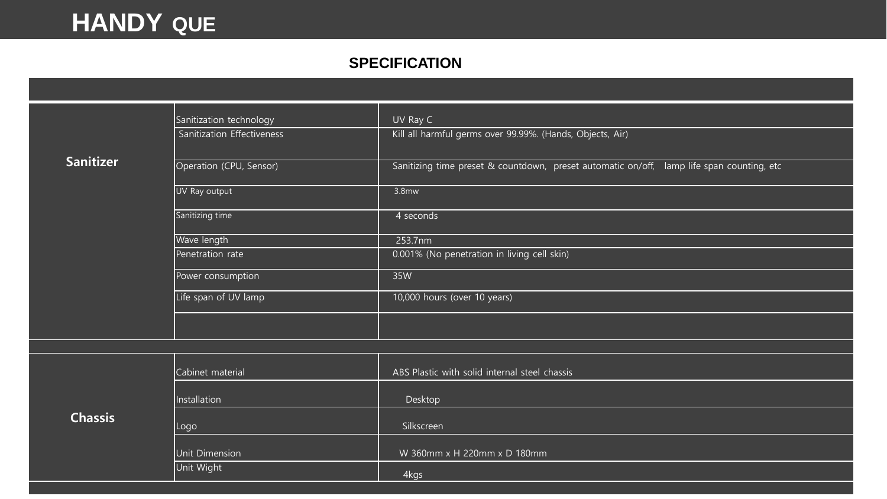# HANDY QUE

## SPECIFICATION

| | | |
|---|---|---|
| **Sanitizer** | Sanitization technology | UV Ray C |
| | Sanitization Effectiveness | Kill all harmful germs over 99.99%. (Hands, Objects, Air) |
| | Operation (CPU, Sensor) | Sanitizing time preset & countdown, preset automatic on/off, lamp life span counting, etc |
| | UV Ray output | 3.8mw |
| | Sanitizing time | 4 seconds |
| | Wave length | 253.7nm |
| | Penetration rate | 0.001% (No penetration in living cell skin) |
| | Power consumption | 35W |
| | Life span of UV lamp | 10,000 hours (over 10 years) |
| | | |
| **Chassis** | Cabinet material | ABS Plastic with solid internal steel chassis |
| | Installation | Desktop |
| | Logo | Silkscreen |
| | Unit Dimension | W 360mm x H 220mm x D 180mm |
| | Unit Wight | 4kgs |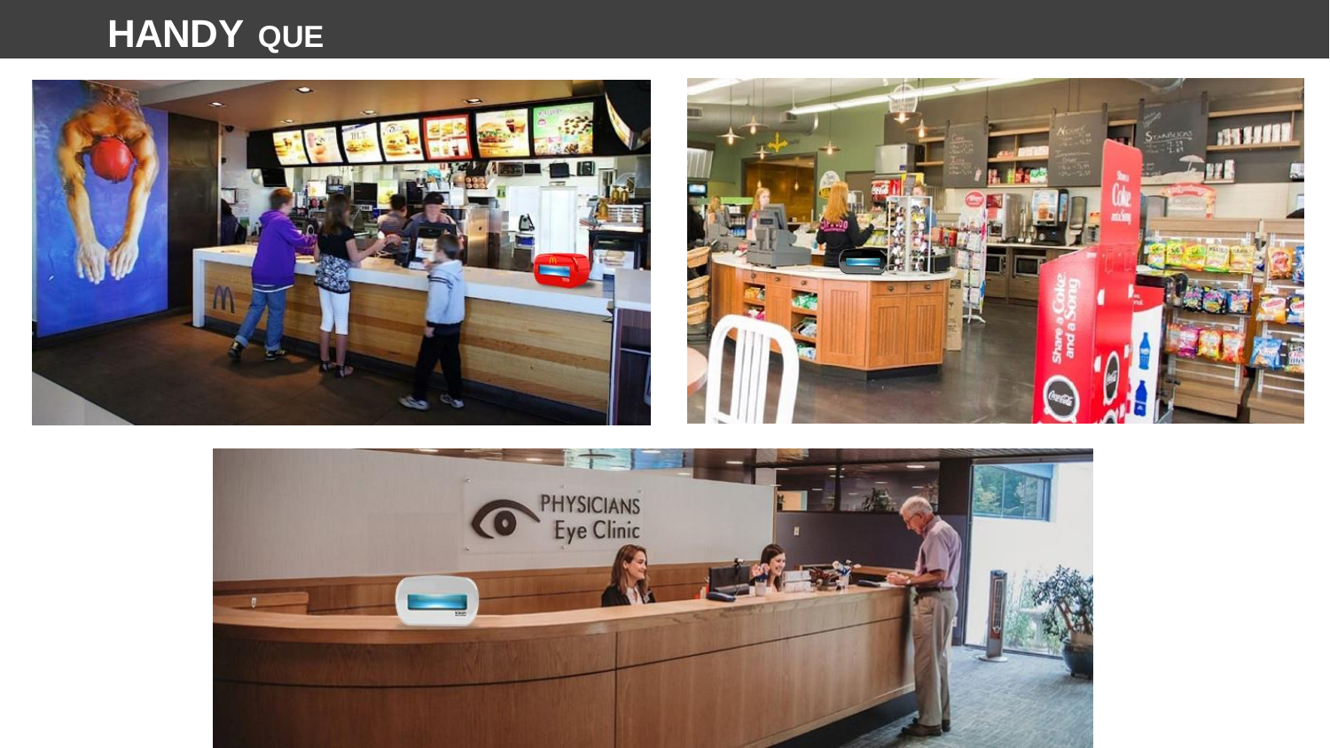# HANDY QUE